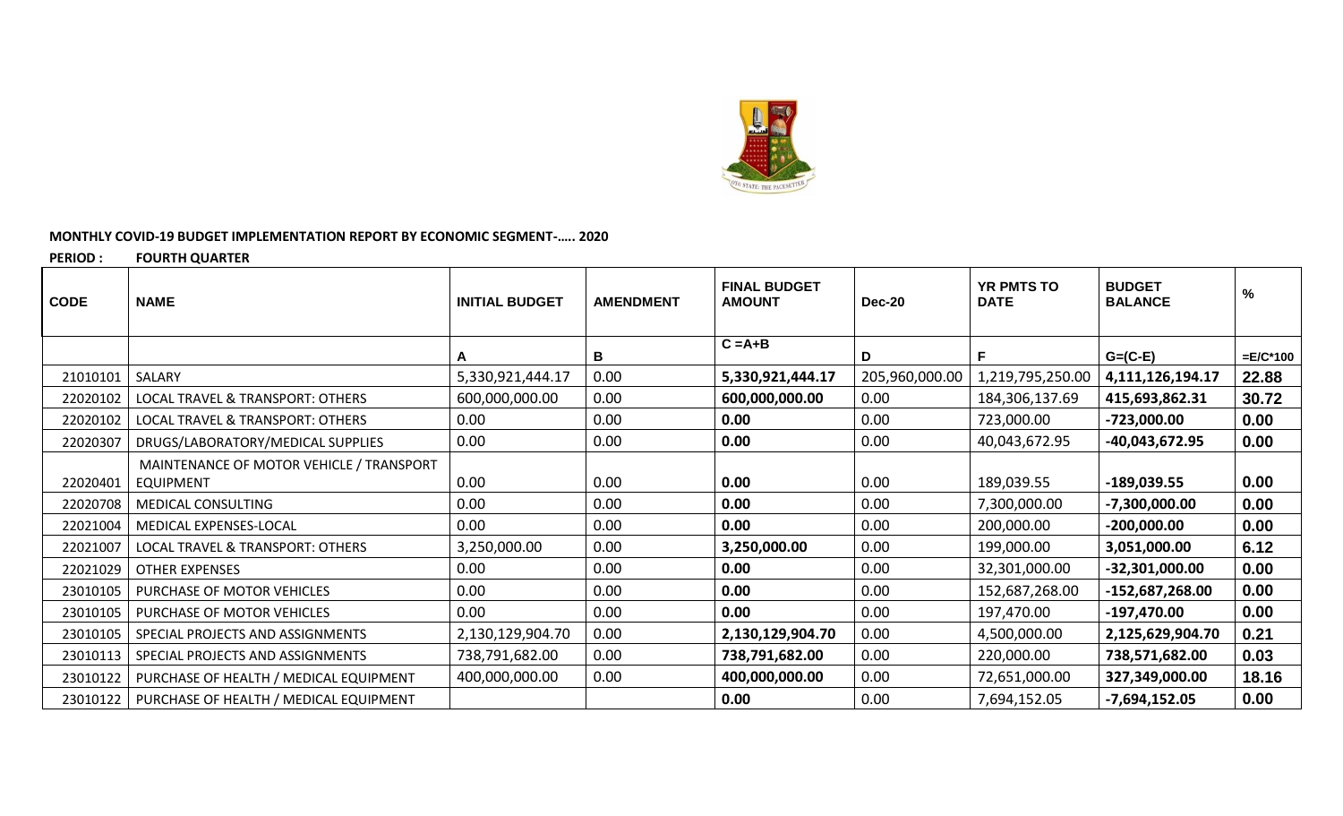**MONTHLY COVID-19 BUDGET IMPLEMENTATION REPORT BY ECONOMIC SEGMENT-….. 2020**

**PERIOD : FOURTH QUARTER**

| CODE | NAME | INITIAL BUDGET | AMENDMENT | FINAL BUDGET AMOUNT | Dec-20 | YR PMTS TO DATE | BUDGET BALANCE | % |
|---|---|---|---|---|---|---|---|---|
| | | A | B | C =A+B | D | F | G=(C-E) | =E/C*100 |
| 21010101 | SALARY | 5,330,921,444.17 | 0.00 | **5,330,921,444.17** | 205,960,000.00 | 1,219,795,250.00 | **4,111,126,194.17** | **22.88** |
| 22020102 | LOCAL TRAVEL & TRANSPORT: OTHERS | 600,000,000.00 | 0.00 | **600,000,000.00** | 0.00 | 184,306,137.69 | **415,693,862.31** | **30.72** |
| 22020102 | LOCAL TRAVEL & TRANSPORT: OTHERS | 0.00 | 0.00 | **0.00** | 0.00 | 723,000.00 | **-723,000.00** | **0.00** |
| 22020307 | DRUGS/LABORATORY/MEDICAL SUPPLIES | 0.00 | 0.00 | **0.00** | 0.00 | 40,043,672.95 | **-40,043,672.95** | **0.00** |
| 22020401 | MAINTENANCE OF MOTOR VEHICLE / TRANSPORT EQUIPMENT | 0.00 | 0.00 | **0.00** | 0.00 | 189,039.55 | **-189,039.55** | **0.00** |
| 22020708 | MEDICAL CONSULTING | 0.00 | 0.00 | **0.00** | 0.00 | 7,300,000.00 | **-7,300,000.00** | **0.00** |
| 22021004 | MEDICAL EXPENSES-LOCAL | 0.00 | 0.00 | **0.00** | 0.00 | 200,000.00 | **-200,000.00** | **0.00** |
| 22021007 | LOCAL TRAVEL & TRANSPORT: OTHERS | 3,250,000.00 | 0.00 | **3,250,000.00** | 0.00 | 199,000.00 | **3,051,000.00** | **6.12** |
| 22021029 | OTHER EXPENSES | 0.00 | 0.00 | **0.00** | 0.00 | 32,301,000.00 | **-32,301,000.00** | **0.00** |
| 23010105 | PURCHASE OF MOTOR VEHICLES | 0.00 | 0.00 | **0.00** | 0.00 | 152,687,268.00 | **-152,687,268.00** | **0.00** |
| 23010105 | PURCHASE OF MOTOR VEHICLES | 0.00 | 0.00 | **0.00** | 0.00 | 197,470.00 | **-197,470.00** | **0.00** |
| 23010105 | SPECIAL PROJECTS AND ASSIGNMENTS | 2,130,129,904.70 | 0.00 | **2,130,129,904.70** | 0.00 | 4,500,000.00 | **2,125,629,904.70** | **0.21** |
| 23010113 | SPECIAL PROJECTS AND ASSIGNMENTS | 738,791,682.00 | 0.00 | **738,791,682.00** | 0.00 | 220,000.00 | **738,571,682.00** | **0.03** |
| 23010122 | PURCHASE OF HEALTH / MEDICAL EQUIPMENT | 400,000,000.00 | 0.00 | **400,000,000.00** | 0.00 | 72,651,000.00 | **327,349,000.00** | **18.16** |
| 23010122 | PURCHASE OF HEALTH / MEDICAL EQUIPMENT | | | **0.00** | 0.00 | 7,694,152.05 | **-7,694,152.05** | **0.00** |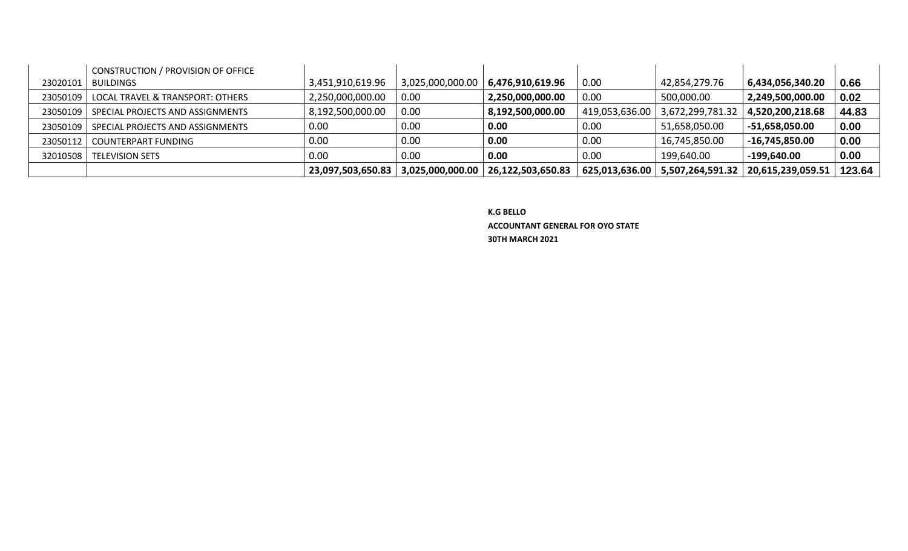| | | | | | | | | |
|---|---|---|---|---|---|---|---|---|
| 23020101 | CONSTRUCTION / PROVISION OF OFFICE BUILDINGS | 3,451,910,619.96 | 3,025,000,000.00 | **6,476,910,619.96** | 0.00 | 42,854,279.76 | **6,434,056,340.20** | **0.66** |
| 23050109 | LOCAL TRAVEL & TRANSPORT: OTHERS | 2,250,000,000.00 | 0.00 | **2,250,000,000.00** | 0.00 | 500,000.00 | **2,249,500,000.00** | **0.02** |
| 23050109 | SPECIAL PROJECTS AND ASSIGNMENTS | 8,192,500,000.00 | 0.00 | **8,192,500,000.00** | 419,053,636.00 | 3,672,299,781.32 | **4,520,200,218.68** | **44.83** |
| 23050109 | SPECIAL PROJECTS AND ASSIGNMENTS | 0.00 | 0.00 | **0.00** | 0.00 | 51,658,050.00 | **-51,658,050.00** | **0.00** |
| 23050112 | COUNTERPART FUNDING | 0.00 | 0.00 | **0.00** | 0.00 | 16,745,850.00 | **-16,745,850.00** | **0.00** |
| 32010508 | TELEVISION SETS | 0.00 | 0.00 | **0.00** | 0.00 | 199,640.00 | **-199,640.00** | **0.00** |
| | | **23,097,503,650.83** | **3,025,000,000.00** | **26,122,503,650.83** | **625,013,636.00** | **5,507,264,591.32** | **20,615,239,059.51** | **123.64** |

**K.G BELLO**

**ACCOUNTANT GENERAL FOR OYO STATE**

**30TH MARCH 2021**